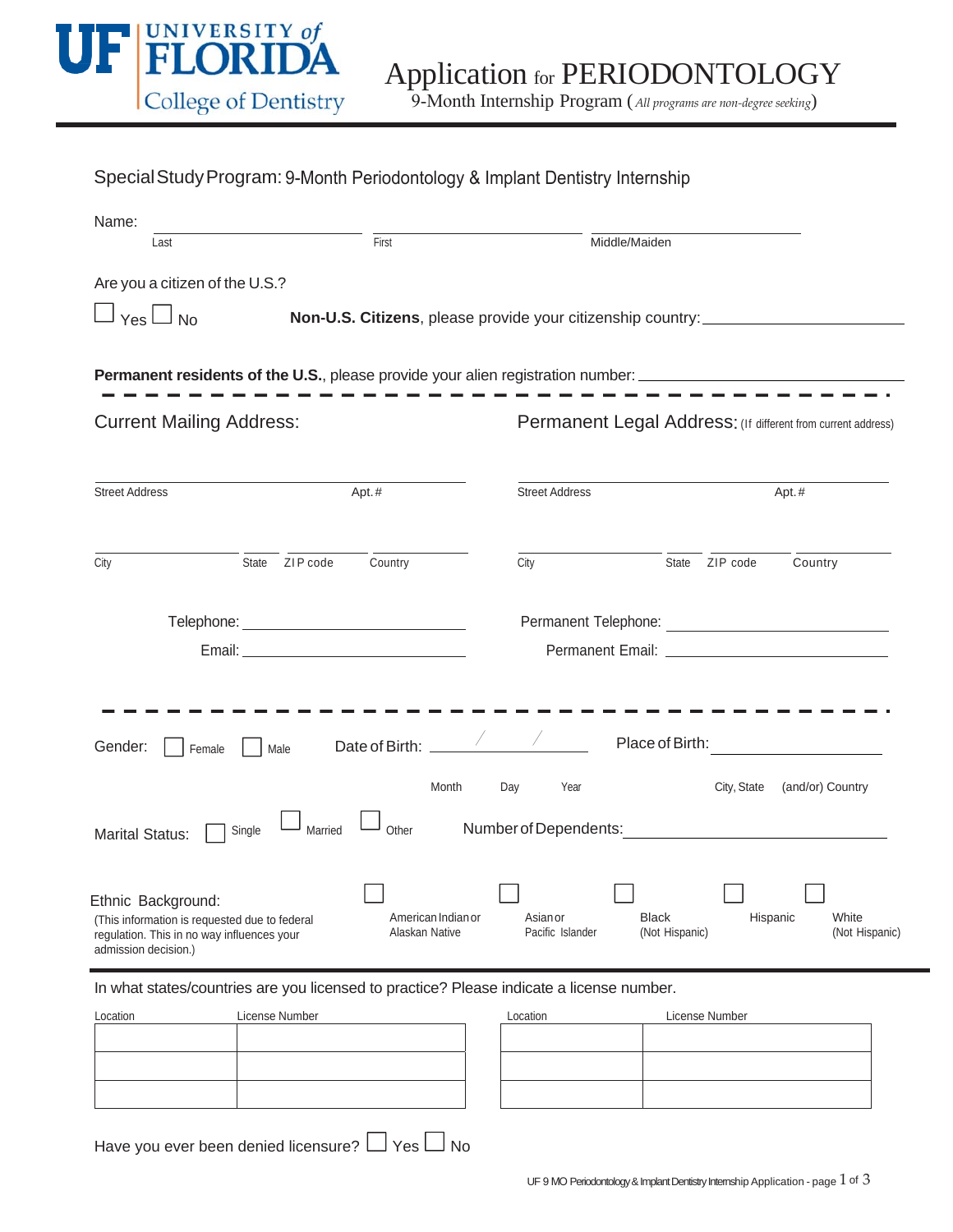UNIVERSITY of FLORIDA
College of Dentistry

# Application for PERIODONTOLOGY

9-Month Internship Program (*All programs are non-degree seeking*)

Special Study Program: 9-Month Periodontology & Implant Dentistry Internship

Name: \_\_\_\_\_\_\_\_\_\_\_\_\_\_\_\_ \_\_\_\_\_\_\_\_\_\_\_\_\_\_\_\_ \_\_\_\_\_\_\_\_\_\_\_\_\_\_\_\_

Last First Middle/Maiden

Are you a citizen of the U.S.?

☐ Yes ☐ No **Non-U.S. Citizens**, please provide your citizenship country: \_\_\_\_\_\_\_\_\_\_\_\_\_\_\_\_

**Permanent residents of the U.S.**, please provide your alien registration number: \_\_\_\_\_\_\_\_\_\_\_\_\_\_\_\_

Current Mailing Address:

\_\_\_\_\_\_\_\_\_\_\_\_\_\_\_\_\_\_\_\_\_\_\_\_\_\_\_\_\_\_\_\_

Street Address Apt.#

\_\_\_\_\_\_\_\_\_\_ \_\_\_\_ \_\_\_\_\_\_\_\_ \_\_\_\_\_\_\_\_

City State ZIP code Country

Telephone: \_\_\_\_\_\_\_\_\_\_\_\_\_\_\_\_

Email: \_\_\_\_\_\_\_\_\_\_\_\_\_\_\_\_

Permanent Legal Address: (If different from current address)

\_\_\_\_\_\_\_\_\_\_\_\_\_\_\_\_\_\_\_\_\_\_\_\_\_\_\_\_\_\_\_\_

Street Address Apt.#

\_\_\_\_\_\_\_\_\_\_ \_\_\_\_ \_\_\_\_\_\_\_\_ \_\_\_\_\_\_\_\_

City State ZIP code Country

Permanent Telephone: \_\_\_\_\_\_\_\_\_\_\_\_\_\_\_\_

Permanent Email: \_\_\_\_\_\_\_\_\_\_\_\_\_\_\_\_

Gender: ☐ Female ☐ Male Date of Birth: \_\_\_\_ / \_\_\_\_ / \_\_\_\_ Place of Birth: \_\_\_\_\_\_\_\_\_\_\_\_\_\_\_\_

Month Day Year City, State (and/or) Country

Marital Status: ☐ Single ☐ Married ☐ Other Number of Dependents: \_\_\_\_\_\_\_\_\_\_\_\_\_\_\_\_

Ethnic Background:
(This information is requested due to federal regulation. This in no way influences your admission decision.)

☐ American Indian or Alaskan Native ☐ Asian or Pacific Islander ☐ Black (Not Hispanic) ☐ Hispanic ☐ White (Not Hispanic)

In what states/countries are you licensed to practice? Please indicate a license number.

| Location | License Number |
|---|---|
| | |
| | |
| | |

| Location | License Number |
|---|---|
| | |
| | |
| | |

Have you ever been denied licensure? ☐ Yes ☐ No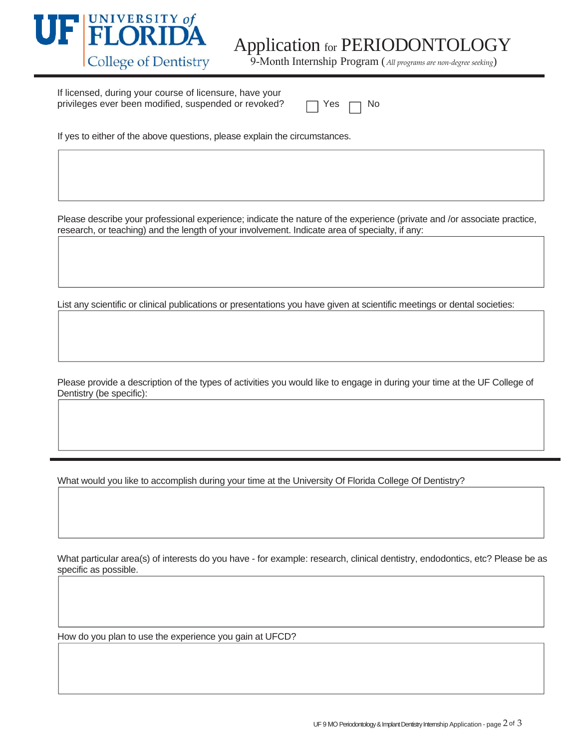UF | UNIVERSITY of FLORIDA College of Dentistry

# Application for PERIODONTOLOGY

9-Month Internship Program (*All programs are non-degree seeking*)

If licensed, during your course of licensure, have your privileges ever been modified, suspended or revoked? ☐ Yes ☐ No

If yes to either of the above questions, please explain the circumstances.

Please describe your professional experience; indicate the nature of the experience (private and /or associate practice, research, or teaching) and the length of your involvement. Indicate area of specialty, if any:

List any scientific or clinical publications or presentations you have given at scientific meetings or dental societies:

Please provide a description of the types of activities you would like to engage in during your time at the UF College of Dentistry (be specific):

---

What would you like to accomplish during your time at the University Of Florida College Of Dentistry?

What particular area(s) of interests do you have - for example: research, clinical dentistry, endodontics, etc? Please be as specific as possible.

How do you plan to use the experience you gain at UFCD?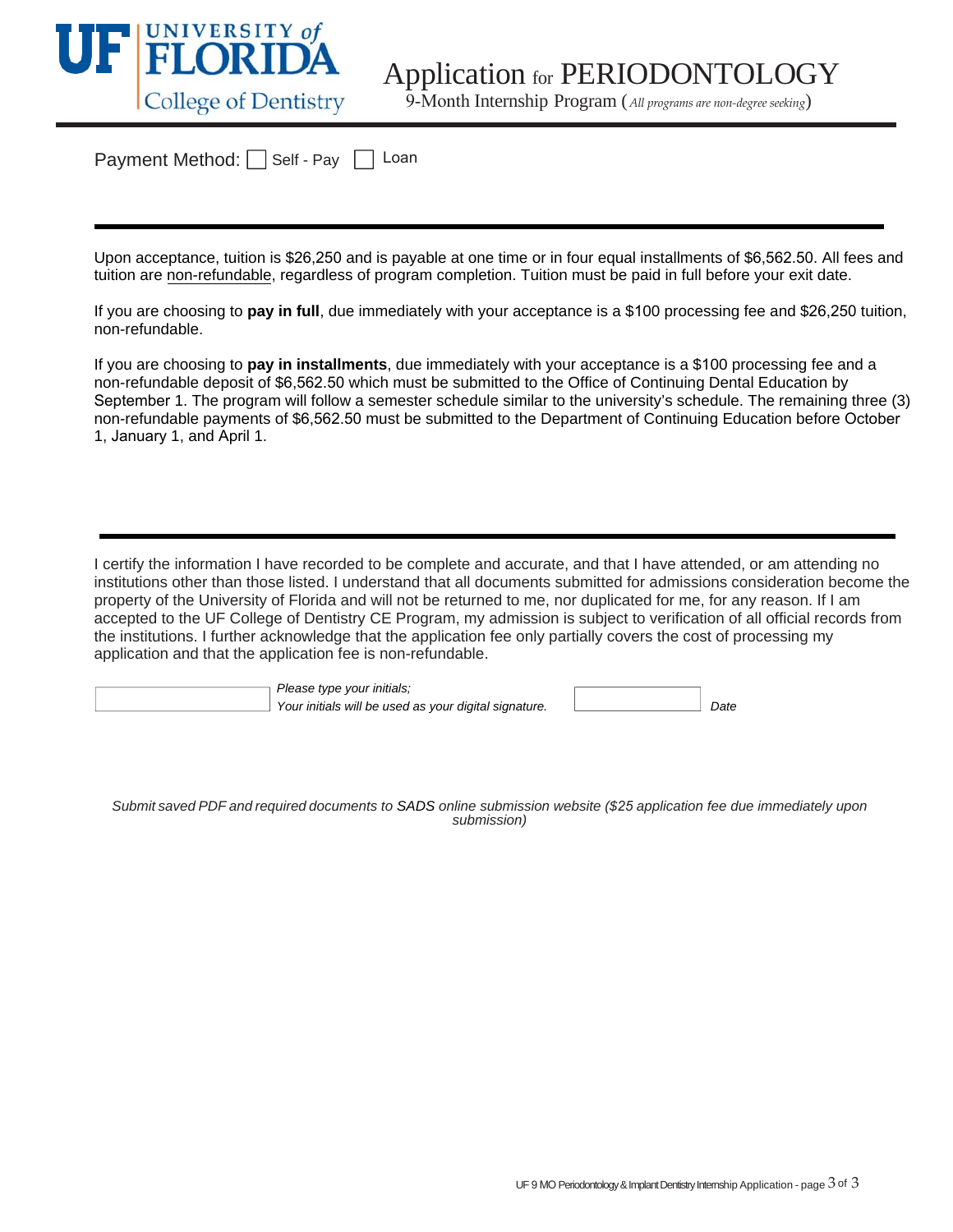UF | UNIVERSITY of FLORIDA
College of Dentistry

# Application for PERIODONTOLOGY

9-Month Internship Program (*All programs are non-degree seeking*)

Payment Method: ☐ Self - Pay ☐ Loan

---

Upon acceptance, tuition is $26,250 and is payable at one time or in four equal installments of $6,562.50. All fees and tuition are non-refundable, regardless of program completion. Tuition must be paid in full before your exit date.

If you are choosing to **pay in full**, due immediately with your acceptance is a $100 processing fee and $26,250 tuition, non-refundable.

If you are choosing to **pay in installments**, due immediately with your acceptance is a $100 processing fee and a non-refundable deposit of $6,562.50 which must be submitted to the Office of Continuing Dental Education by September 1. The program will follow a semester schedule similar to the university's schedule. The remaining three (3) non-refundable payments of $6,562.50 must be submitted to the Department of Continuing Education before October 1, January 1, and April 1.

---

I certify the information I have recorded to be complete and accurate, and that I have attended, or am attending no institutions other than those listed. I understand that all documents submitted for admissions consideration become the property of the University of Florida and will not be returned to me, nor duplicated for me, for any reason. If I am accepted to the UF College of Dentistry CE Program, my admission is subject to verification of all official records from the institutions. I further acknowledge that the application fee only partially covers the cost of processing my application and that the application fee is non-refundable.

\_\_\_\_\_\_\_\_\_\_ *Please type your initials; Your initials will be used as your digital signature.* \_\_\_\_\_\_\_\_\_\_ *Date*

*Submit saved PDF and required documents to SADS online submission website ($25 application fee due immediately upon submission)*